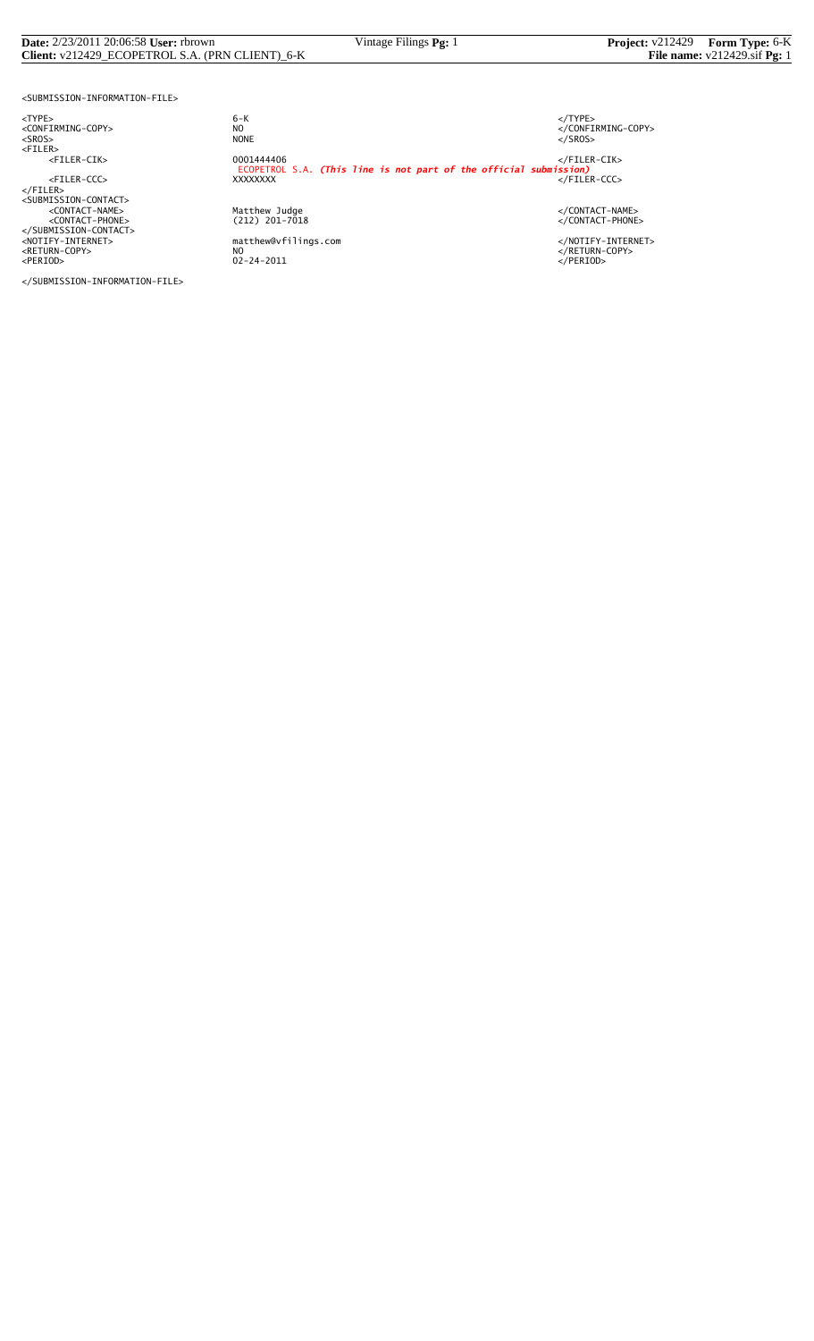```
<SUBMISSION-INFORMATION-FILE>

<TYPE>                        6-K                                                         </TYPE>
<CONFIRMING-COPY>             NO                                                          </CONFIRMING-COPY>
<SROS>                        NONE                                                        </SROS>
<FILER>
    <FILER-CIK>               0001444406                                                  </FILER-CIK>
                              ECOPETROL S.A. (This line is not part of the official submission)
    <FILER-CCC>               XXXXXXXX                                                    </FILER-CCC>
</FILER>
<SUBMISSION-CONTACT>
    <CONTACT-NAME>            Matthew Judge                                               </CONTACT-NAME>
    <CONTACT-PHONE>           (212) 201-7018                                              </CONTACT-PHONE>
</SUBMISSION-CONTACT>
<NOTIFY-INTERNET>             matthew@vfilings.com                                        </NOTIFY-INTERNET>
<RETURN-COPY>                 NO                                                          </RETURN-COPY>
<PERIOD>                      02-24-2011                                                  </PERIOD>

</SUBMISSION-INFORMATION-FILE>
```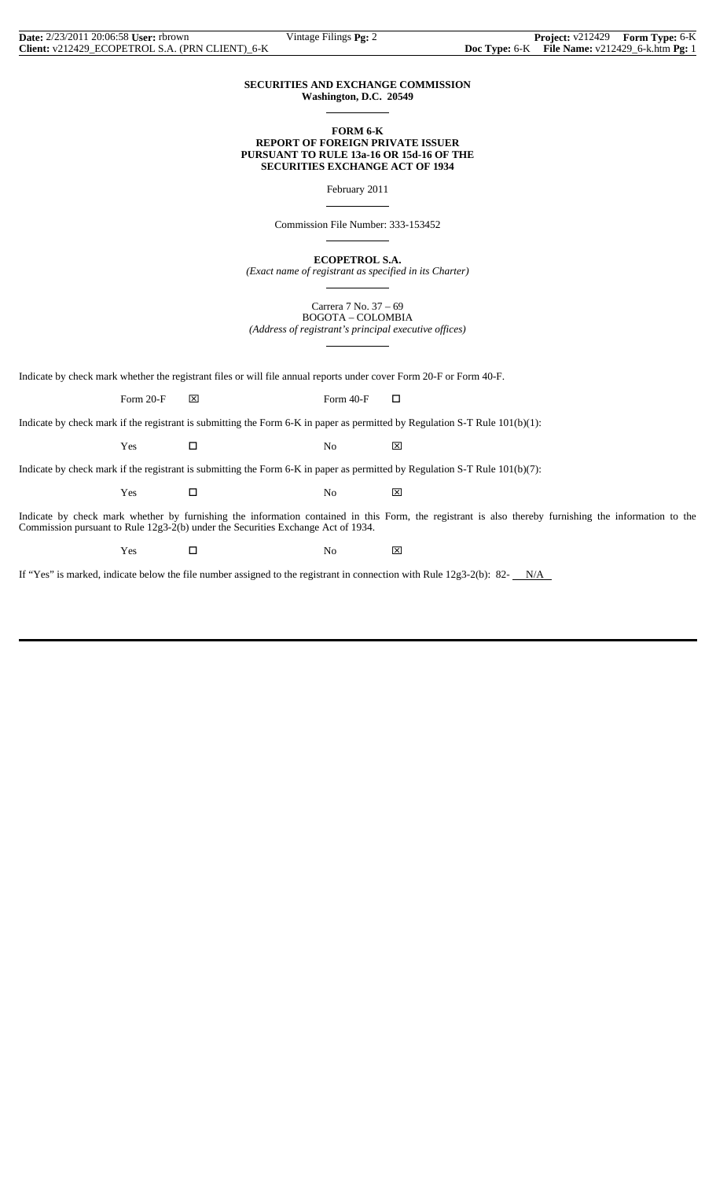**SECURITIES AND EXCHANGE COMMISSION**
**Washington, D.C. 20549**

**FORM 6-K**
**REPORT OF FOREIGN PRIVATE ISSUER**
**PURSUANT TO RULE 13a-16 OR 15d-16 OF THE**
**SECURITIES EXCHANGE ACT OF 1934**

February 2011

Commission File Number: 333-153452

**ECOPETROL S.A.**
*(Exact name of registrant as specified in its Charter)*

Carrera 7 No. 37 – 69
BOGOTA – COLOMBIA
*(Address of registrant's principal executive offices)*

Indicate by check mark whether the registrant files or will file annual reports under cover Form 20-F or Form 40-F.

Form 20-F ☒ Form 40-F ☐

Indicate by check mark if the registrant is submitting the Form 6-K in paper as permitted by Regulation S-T Rule 101(b)(1):

Yes ☐ No ☒

Indicate by check mark if the registrant is submitting the Form 6-K in paper as permitted by Regulation S-T Rule 101(b)(7):

Yes ☐ No ☒

Indicate by check mark whether by furnishing the information contained in this Form, the registrant is also thereby furnishing the information to the Commission pursuant to Rule 12g3-2(b) under the Securities Exchange Act of 1934.

Yes ☐ No ☒

If "Yes" is marked, indicate below the file number assigned to the registrant in connection with Rule 12g3-2(b): 82- N/A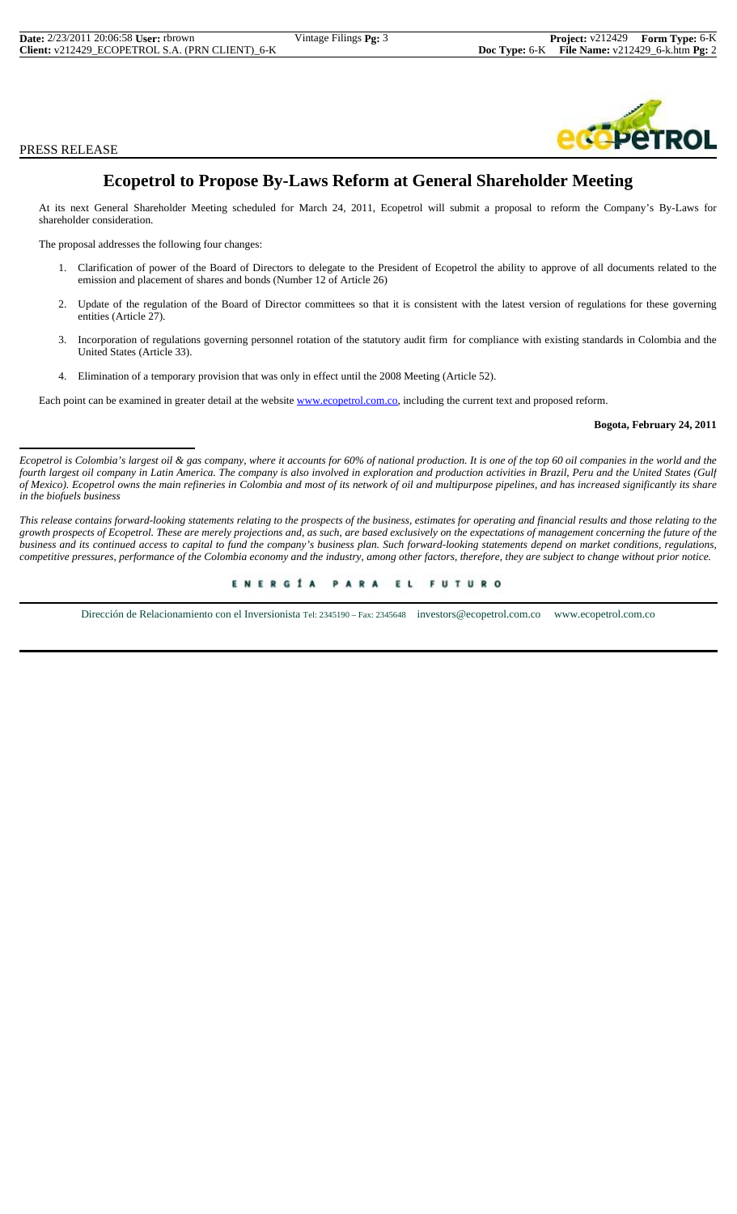PRESS RELEASE

# Ecopetrol to Propose By-Laws Reform at General Shareholder Meeting

At its next General Shareholder Meeting scheduled for March 24, 2011, Ecopetrol will submit a proposal to reform the Company's By-Laws for shareholder consideration.

The proposal addresses the following four changes:

1. Clarification of power of the Board of Directors to delegate to the President of Ecopetrol the ability to approve of all documents related to the emission and placement of shares and bonds (Number 12 of Article 26)
2. Update of the regulation of the Board of Director committees so that it is consistent with the latest version of regulations for these governing entities (Article 27).
3. Incorporation of regulations governing personnel rotation of the statutory audit firm for compliance with existing standards in Colombia and the United States (Article 33).
4. Elimination of a temporary provision that was only in effect until the 2008 Meeting (Article 52).

Each point can be examined in greater detail at the website www.ecopetrol.com.co, including the current text and proposed reform.

**Bogota, February 24, 2011**

---

*Ecopetrol is Colombia's largest oil & gas company, where it accounts for 60% of national production. It is one of the top 60 oil companies in the world and the fourth largest oil company in Latin America. The company is also involved in exploration and production activities in Brazil, Peru and the United States (Gulf of Mexico). Ecopetrol owns the main refineries in Colombia and most of its network of oil and multipurpose pipelines, and has increased significantly its share in the biofuels business*

*This release contains forward-looking statements relating to the prospects of the business, estimates for operating and financial results and those relating to the growth prospects of Ecopetrol. These are merely projections and, as such, are based exclusively on the expectations of management concerning the future of the business and its continued access to capital to fund the company's business plan. Such forward-looking statements depend on market conditions, regulations, competitive pressures, performance of the Colombia economy and the industry, among other factors, therefore, they are subject to change without prior notice.*

ENERGÍA PARA EL FUTURO

Dirección de Relacionamiento con el Inversionista Tel: 2345190 – Fax: 2345648 investors@ecopetrol.com.co www.ecopetrol.com.co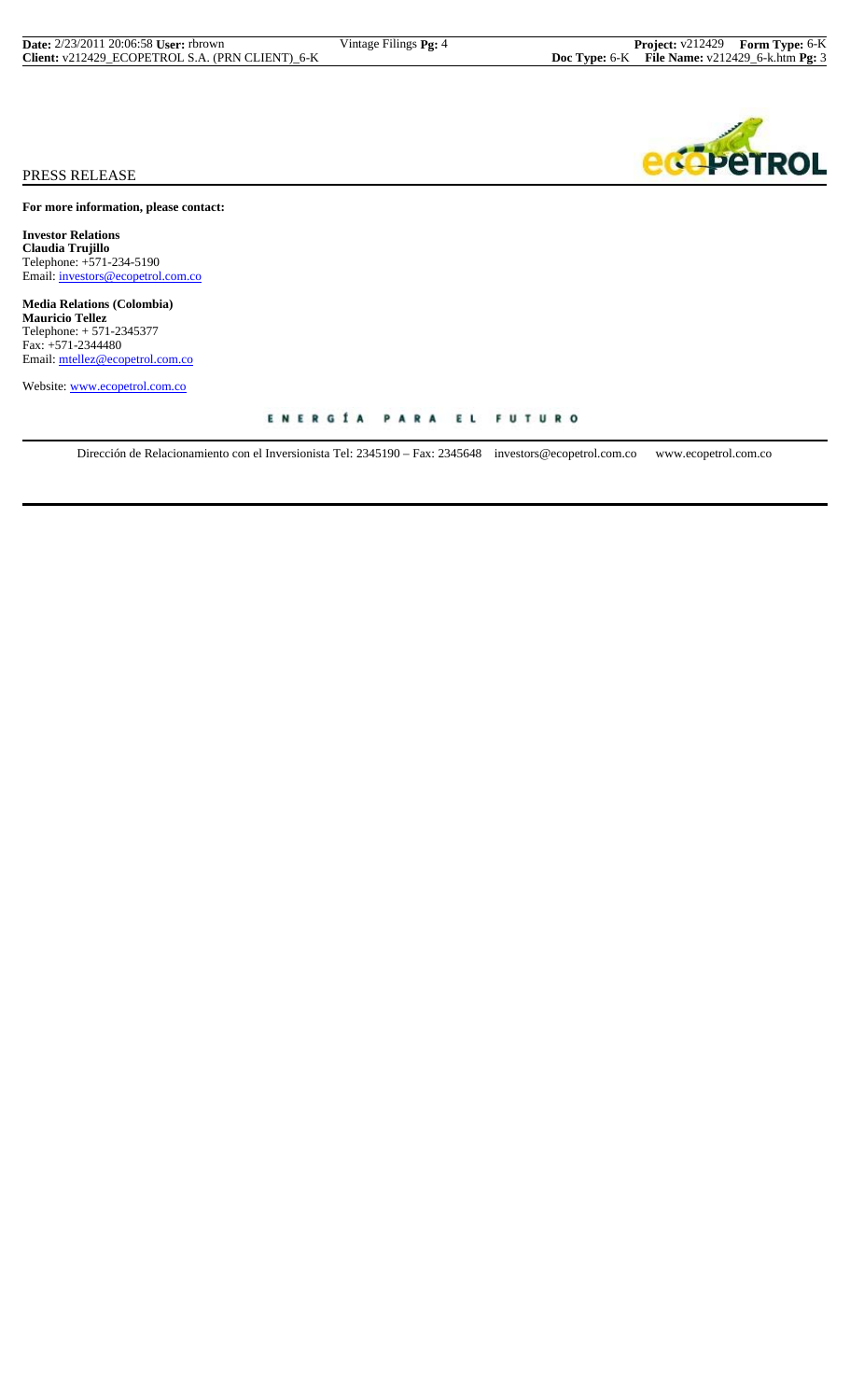PRESS RELEASE

**For more information, please contact:**

**Investor Relations**
**Claudia Trujillo**
Telephone: +571-234-5190
Email: investors@ecopetrol.com.co

**Media Relations (Colombia)**
**Mauricio Tellez**
Telephone: + 571-2345377
Fax: +571-2344480
Email: mtellez@ecopetrol.com.co

Website: www.ecopetrol.com.co

ENERGÍA PARA EL FUTURO

Dirección de Relacionamiento con el Inversionista Tel: 2345190 – Fax: 2345648 investors@ecopetrol.com.co www.ecopetrol.com.co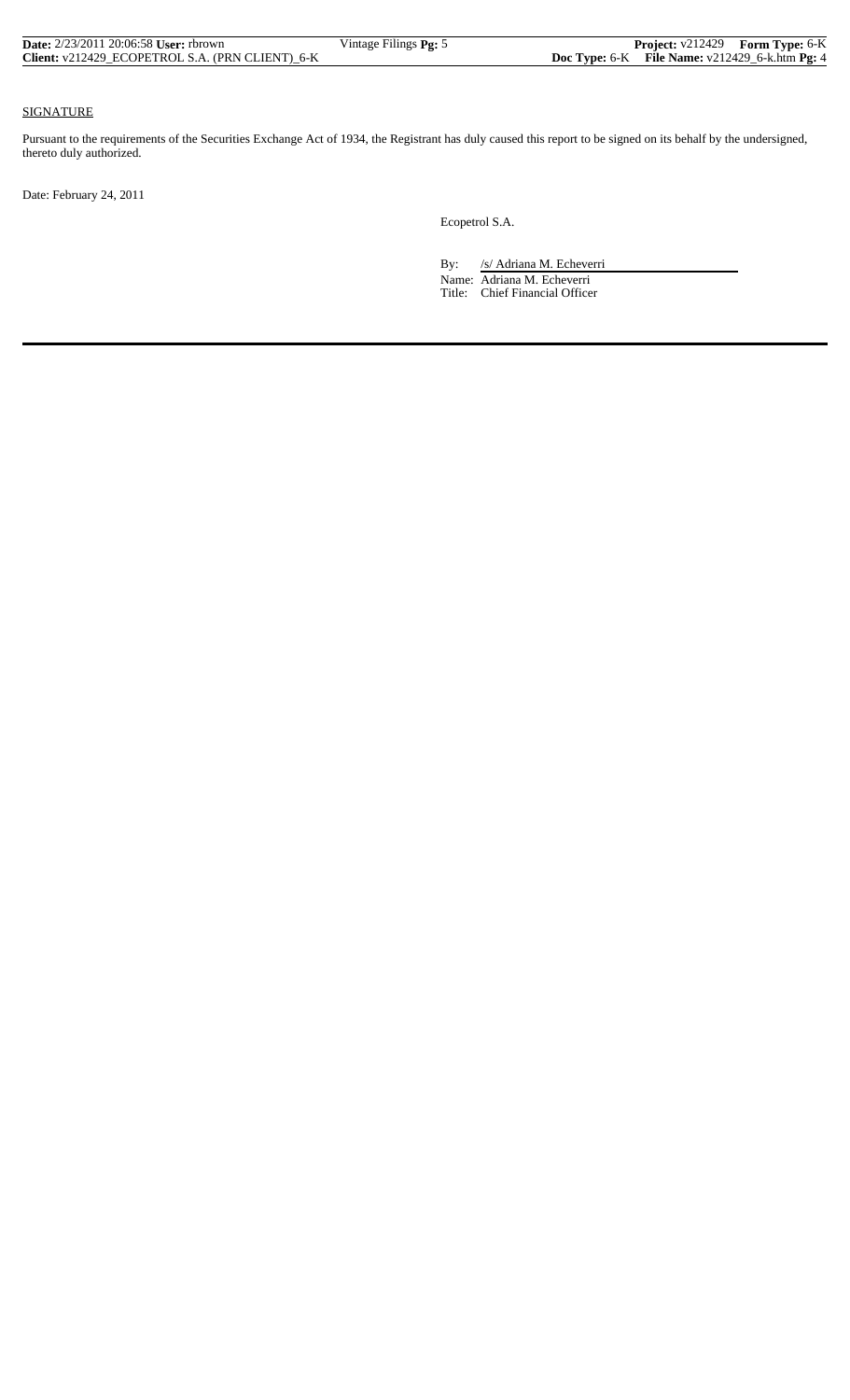SIGNATURE

Pursuant to the requirements of the Securities Exchange Act of 1934, the Registrant has duly caused this report to be signed on its behalf by the undersigned, thereto duly authorized.

Date: February 24, 2011

Ecopetrol S.A.

By: /s/ Adriana M. Echeverri

Name: Adriana M. Echeverri

Title: Chief Financial Officer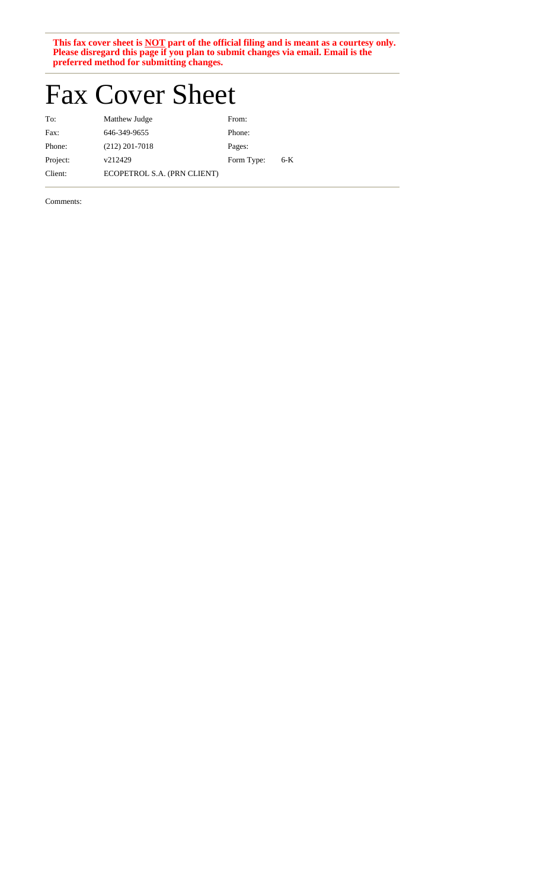**This fax cover sheet is <u>NOT</u> part of the official filing and is meant as a courtesy only. Please disregard this page if you plan to submit changes via email. Email is the preferred method for submitting changes.**

# Fax Cover Sheet

| | | | |
|---|---|---|---|
| To: | Matthew Judge | From: | |
| Fax: | 646-349-9655 | Phone: | |
| Phone: | (212) 201-7018 | Pages: | |
| Project: | v212429 | Form Type: | 6-K |
| Client: | ECOPETROL S.A. (PRN CLIENT) | | |

Comments: